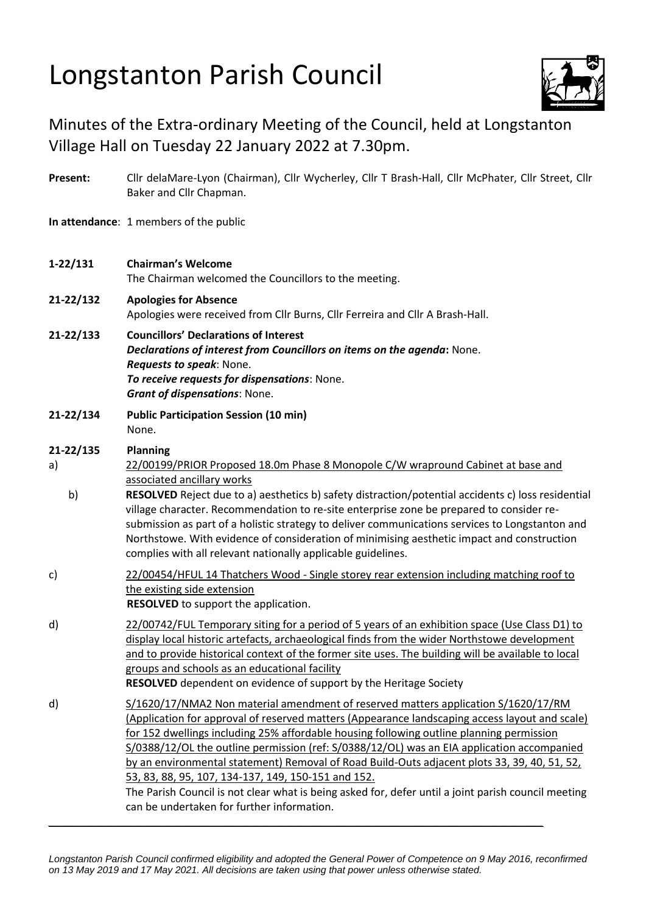# Longstanton Parish Council

## Minutes of the Extra-ordinary Meeting of the Council, held at Longstanton Village Hall on Tuesday 22 January 2022 at 7.30pm.

**Present:** Cllr delaMare-Lyon (Chairman), Cllr Wycherley, Cllr T Brash-Hall, Cllr McPhater, Cllr Street, Cllr Baker and Cllr Chapman.

**In attendance**: 1 members of the public

**1-22/131 Chairman's Welcome**
The Chairman welcomed the Councillors to the meeting.

**21-22/132 Apologies for Absence**
Apologies were received from Cllr Burns, Cllr Ferreira and Cllr A Brash-Hall.

**21-22/133 Councillors' Declarations of Interest**
***Declarations of interest from Councillors on items on the agenda*****:** None.
***Requests to speak***: None.
***To receive requests for dispensations***: None.
***Grant of dispensations***: None.

**21-22/134 Public Participation Session (10 min)**
None.

**21-22/135 Planning**

a) 22/00199/PRIOR Proposed 18.0m Phase 8 Monopole C/W wrapround Cabinet at base and associated ancillary works

b) **RESOLVED** Reject due to a) aesthetics b) safety distraction/potential accidents c) loss residential village character. Recommendation to re-site enterprise zone be prepared to consider re-submission as part of a holistic strategy to deliver communications services to Longstanton and Northstowe. With evidence of consideration of minimising aesthetic impact and construction complies with all relevant nationally applicable guidelines.

c) 22/00454/HFUL 14 Thatchers Wood - Single storey rear extension including matching roof to the existing side extension
**RESOLVED** to support the application.

d) 22/00742/FUL Temporary siting for a period of 5 years of an exhibition space (Use Class D1) to display local historic artefacts, archaeological finds from the wider Northstowe development and to provide historical context of the former site uses. The building will be available to local groups and schools as an educational facility
**RESOLVED** dependent on evidence of support by the Heritage Society

d) S/1620/17/NMA2 Non material amendment of reserved matters application S/1620/17/RM (Application for approval of reserved matters (Appearance landscaping access layout and scale) for 152 dwellings including 25% affordable housing following outline planning permission S/0388/12/OL the outline permission (ref: S/0388/12/OL) was an EIA application accompanied by an environmental statement) Removal of Road Build-Outs adjacent plots 33, 39, 40, 51, 52, 53, 83, 88, 95, 107, 134-137, 149, 150-151 and 152.
The Parish Council is not clear what is being asked for, defer until a joint parish council meeting can be undertaken for further information.

---

*Longstanton Parish Council confirmed eligibility and adopted the General Power of Competence on 9 May 2016, reconfirmed on 13 May 2019 and 17 May 2021. All decisions are taken using that power unless otherwise stated.*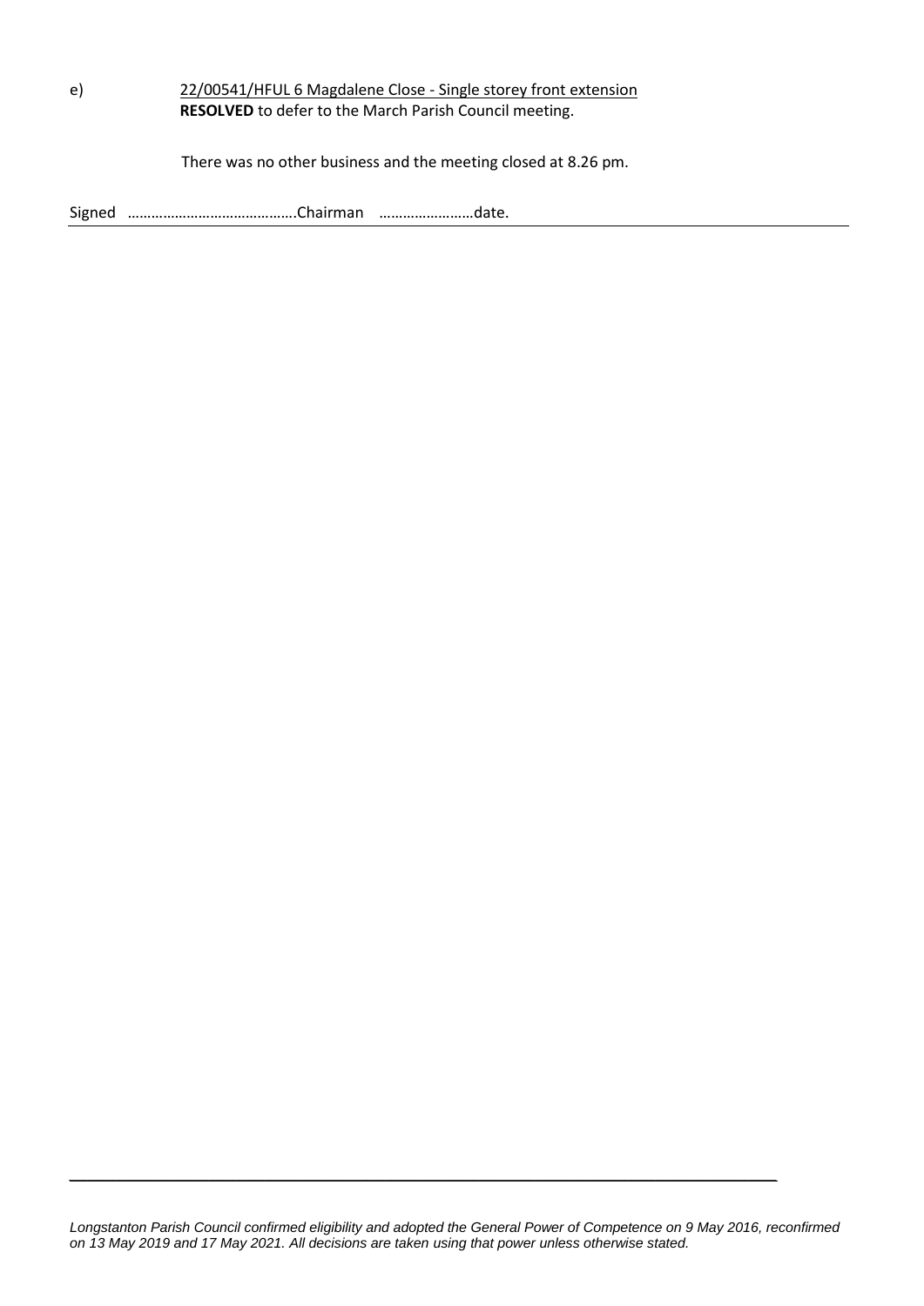e) 22/00541/HFUL 6 Magdalene Close - Single storey front extension
**RESOLVED** to defer to the March Parish Council meeting.

There was no other business and the meeting closed at 8.26 pm.

Signed ……………………………………Chairman ……………………date.

*Longstanton Parish Council confirmed eligibility and adopted the General Power of Competence on 9 May 2016, reconfirmed on 13 May 2019 and 17 May 2021. All decisions are taken using that power unless otherwise stated.*